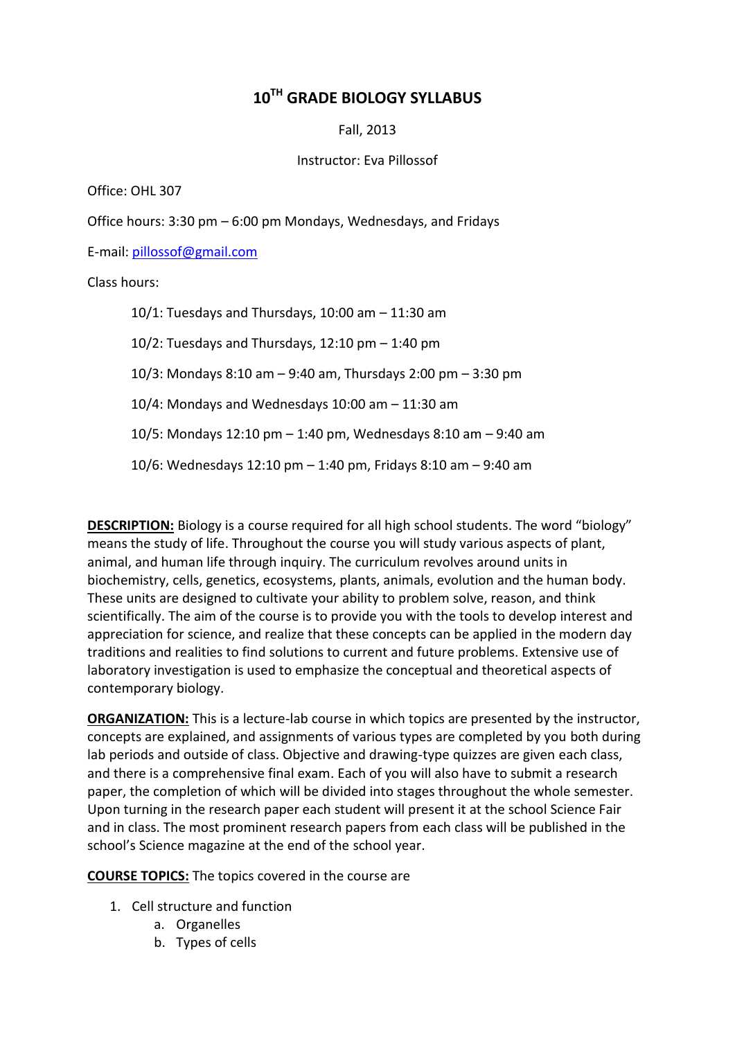# 10TH GRADE BIOLOGY SYLLABUS

Fall, 2013

Instructor: Eva Pillossof

Office: OHL 307

Office hours: 3:30 pm – 6:00 pm Mondays, Wednesdays, and Fridays

E-mail: pillossof@gmail.com

Class hours:

10/1: Tuesdays and Thursdays, 10:00 am – 11:30 am

10/2: Tuesdays and Thursdays, 12:10 pm – 1:40 pm

10/3: Mondays 8:10 am – 9:40 am, Thursdays 2:00 pm – 3:30 pm

10/4: Mondays and Wednesdays 10:00 am – 11:30 am

10/5: Mondays 12:10 pm – 1:40 pm, Wednesdays 8:10 am – 9:40 am

10/6: Wednesdays 12:10 pm – 1:40 pm, Fridays 8:10 am – 9:40 am

**DESCRIPTION:** Biology is a course required for all high school students. The word "biology" means the study of life. Throughout the course you will study various aspects of plant, animal, and human life through inquiry. The curriculum revolves around units in biochemistry, cells, genetics, ecosystems, plants, animals, evolution and the human body. These units are designed to cultivate your ability to problem solve, reason, and think scientifically. The aim of the course is to provide you with the tools to develop interest and appreciation for science, and realize that these concepts can be applied in the modern day traditions and realities to find solutions to current and future problems. Extensive use of laboratory investigation is used to emphasize the conceptual and theoretical aspects of contemporary biology.

**ORGANIZATION:** This is a lecture-lab course in which topics are presented by the instructor, concepts are explained, and assignments of various types are completed by you both during lab periods and outside of class. Objective and drawing-type quizzes are given each class, and there is a comprehensive final exam. Each of you will also have to submit a research paper, the completion of which will be divided into stages throughout the whole semester. Upon turning in the research paper each student will present it at the school Science Fair and in class. The most prominent research papers from each class will be published in the school's Science magazine at the end of the school year.

**COURSE TOPICS:** The topics covered in the course are

1. Cell structure and function
    a. Organelles
    b. Types of cells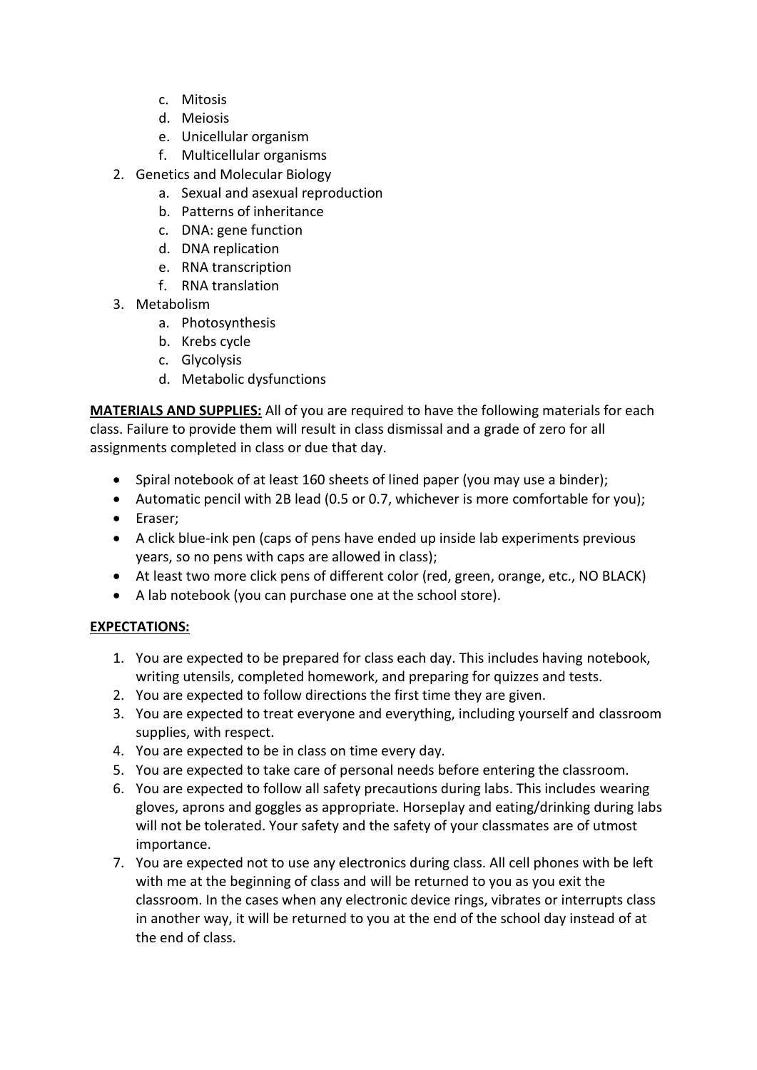c. Mitosis
   d. Meiosis
   e. Unicellular organism
   f. Multicellular organisms
2. Genetics and Molecular Biology
   a. Sexual and asexual reproduction
   b. Patterns of inheritance
   c. DNA: gene function
   d. DNA replication
   e. RNA transcription
   f. RNA translation
3. Metabolism
   a. Photosynthesis
   b. Krebs cycle
   c. Glycolysis
   d. Metabolic dysfunctions

**<u>MATERIALS AND SUPPLIES:</u>** All of you are required to have the following materials for each class. Failure to provide them will result in class dismissal and a grade of zero for all assignments completed in class or due that day.

- Spiral notebook of at least 160 sheets of lined paper (you may use a binder);
- Automatic pencil with 2B lead (0.5 or 0.7, whichever is more comfortable for you);
- Eraser;
- A click blue-ink pen (caps of pens have ended up inside lab experiments previous years, so no pens with caps are allowed in class);
- At least two more click pens of different color (red, green, orange, etc., NO BLACK)
- A lab notebook (you can purchase one at the school store).

**<u>EXPECTATIONS:</u>**

1. You are expected to be prepared for class each day. This includes having notebook, writing utensils, completed homework, and preparing for quizzes and tests.
2. You are expected to follow directions the first time they are given.
3. You are expected to treat everyone and everything, including yourself and classroom supplies, with respect.
4. You are expected to be in class on time every day.
5. You are expected to take care of personal needs before entering the classroom.
6. You are expected to follow all safety precautions during labs. This includes wearing gloves, aprons and goggles as appropriate. Horseplay and eating/drinking during labs will not be tolerated. Your safety and the safety of your classmates are of utmost importance.
7. You are expected not to use any electronics during class. All cell phones with be left with me at the beginning of class and will be returned to you as you exit the classroom. In the cases when any electronic device rings, vibrates or interrupts class in another way, it will be returned to you at the end of the school day instead of at the end of class.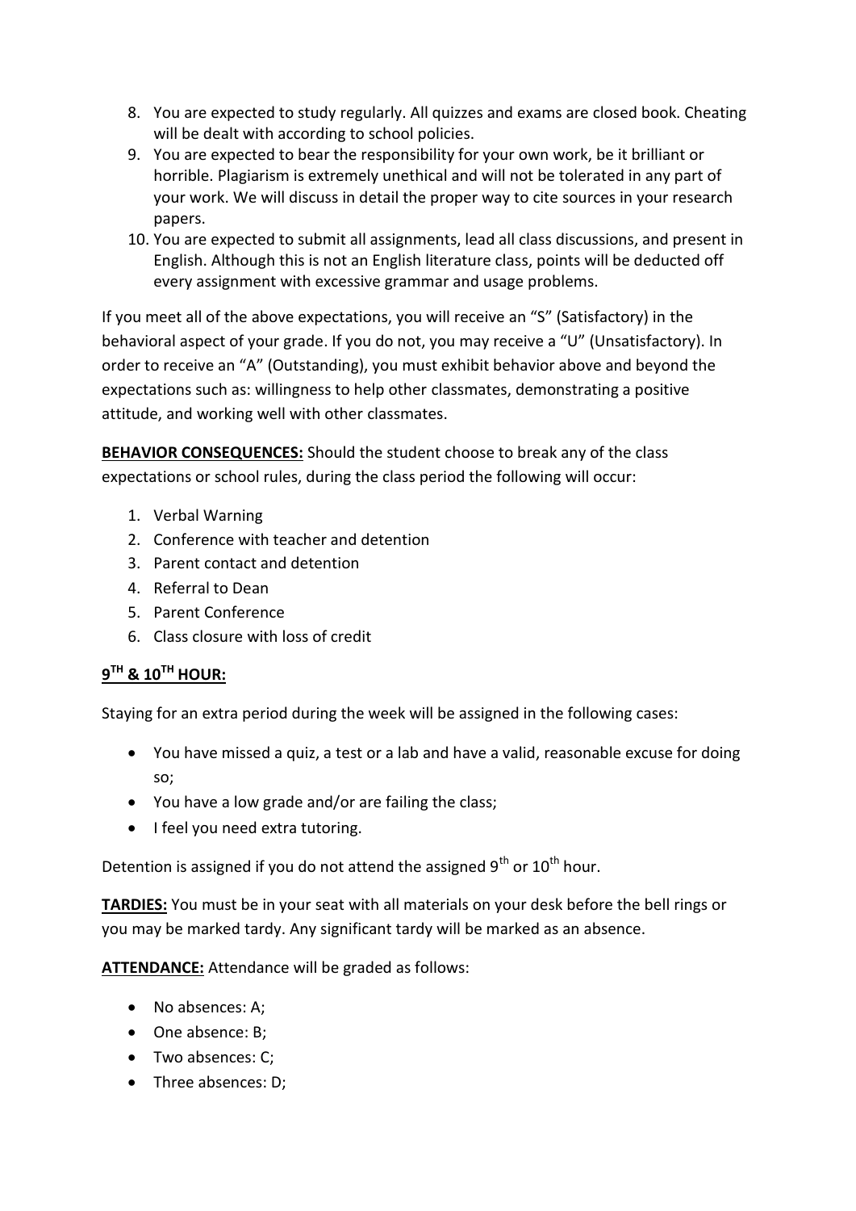8. You are expected to study regularly. All quizzes and exams are closed book. Cheating will be dealt with according to school policies.
9. You are expected to bear the responsibility for your own work, be it brilliant or horrible. Plagiarism is extremely unethical and will not be tolerated in any part of your work. We will discuss in detail the proper way to cite sources in your research papers.
10. You are expected to submit all assignments, lead all class discussions, and present in English. Although this is not an English literature class, points will be deducted off every assignment with excessive grammar and usage problems.

If you meet all of the above expectations, you will receive an "S" (Satisfactory) in the behavioral aspect of your grade. If you do not, you may receive a "U" (Unsatisfactory). In order to receive an "A" (Outstanding), you must exhibit behavior above and beyond the expectations such as: willingness to help other classmates, demonstrating a positive attitude, and working well with other classmates.

**BEHAVIOR CONSEQUENCES:** Should the student choose to break any of the class expectations or school rules, during the class period the following will occur:

1. Verbal Warning
2. Conference with teacher and detention
3. Parent contact and detention
4. Referral to Dean
5. Parent Conference
6. Class closure with loss of credit

**9TH & 10TH HOUR:**

Staying for an extra period during the week will be assigned in the following cases:

- You have missed a quiz, a test or a lab and have a valid, reasonable excuse for doing so;
- You have a low grade and/or are failing the class;
- I feel you need extra tutoring.

Detention is assigned if you do not attend the assigned 9th or 10th hour.

**TARDIES:** You must be in your seat with all materials on your desk before the bell rings or you may be marked tardy. Any significant tardy will be marked as an absence.

**ATTENDANCE:** Attendance will be graded as follows:

- No absences: A;
- One absence: B;
- Two absences: C;
- Three absences: D;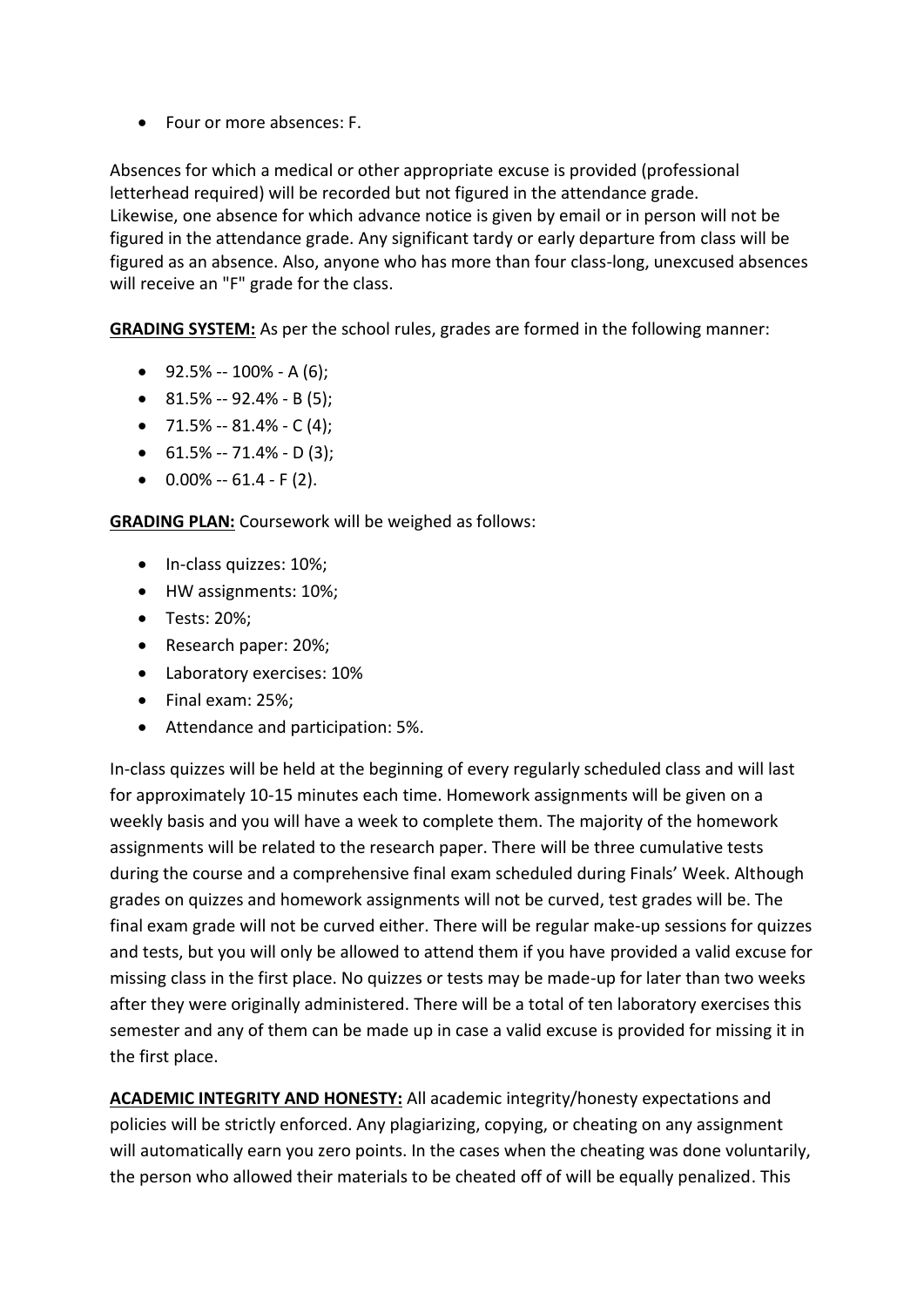- Four or more absences: F.

Absences for which a medical or other appropriate excuse is provided (professional letterhead required) will be recorded but not figured in the attendance grade. Likewise, one absence for which advance notice is given by email or in person will not be figured in the attendance grade. Any significant tardy or early departure from class will be figured as an absence. Also, anyone who has more than four class-long, unexcused absences will receive an "F" grade for the class.

**GRADING SYSTEM:** As per the school rules, grades are formed in the following manner:

- 92.5% -- 100% - A (6);
- 81.5% -- 92.4% - B (5);
- 71.5% -- 81.4% - C (4);
- 61.5% -- 71.4% - D (3);
- 0.00% -- 61.4 - F (2).

**GRADING PLAN:** Coursework will be weighed as follows:

- In-class quizzes: 10%;
- HW assignments: 10%;
- Tests: 20%;
- Research paper: 20%;
- Laboratory exercises: 10%
- Final exam: 25%;
- Attendance and participation: 5%.

In-class quizzes will be held at the beginning of every regularly scheduled class and will last for approximately 10-15 minutes each time. Homework assignments will be given on a weekly basis and you will have a week to complete them. The majority of the homework assignments will be related to the research paper. There will be three cumulative tests during the course and a comprehensive final exam scheduled during Finals' Week. Although grades on quizzes and homework assignments will not be curved, test grades will be. The final exam grade will not be curved either. There will be regular make-up sessions for quizzes and tests, but you will only be allowed to attend them if you have provided a valid excuse for missing class in the first place. No quizzes or tests may be made-up for later than two weeks after they were originally administered. There will be a total of ten laboratory exercises this semester and any of them can be made up in case a valid excuse is provided for missing it in the first place.

**ACADEMIC INTEGRITY AND HONESTY:** All academic integrity/honesty expectations and policies will be strictly enforced. Any plagiarizing, copying, or cheating on any assignment will automatically earn you zero points. In the cases when the cheating was done voluntarily, the person who allowed their materials to be cheated off of will be equally penalized. This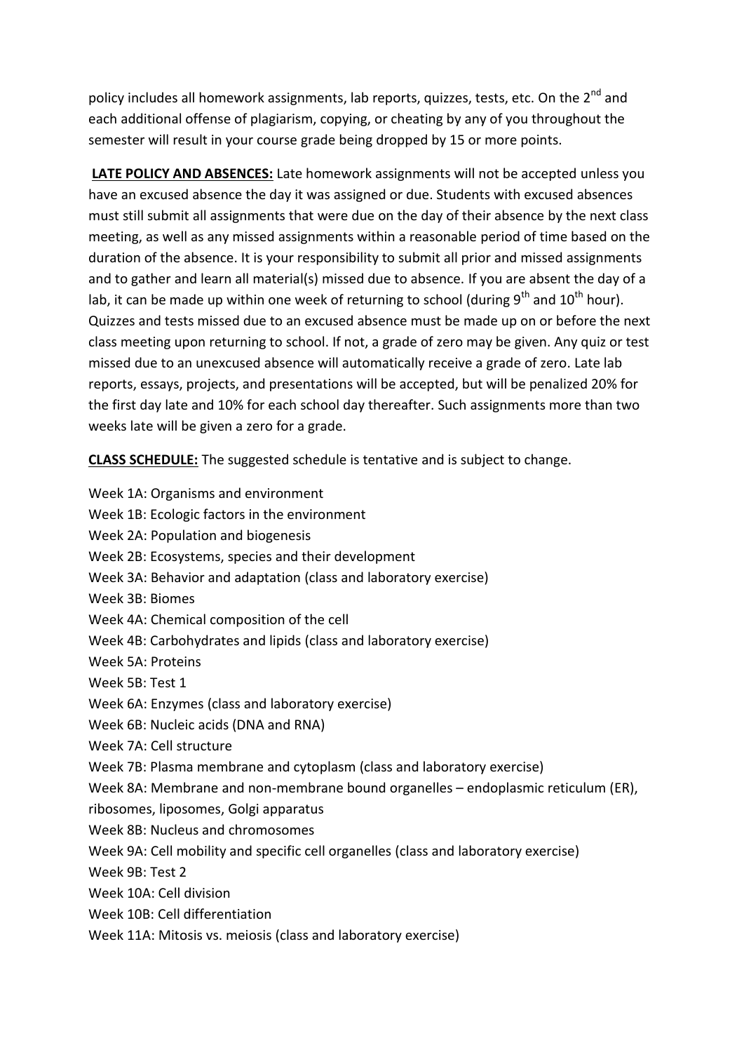policy includes all homework assignments, lab reports, quizzes, tests, etc. On the 2nd and each additional offense of plagiarism, copying, or cheating by any of you throughout the semester will result in your course grade being dropped by 15 or more points.

**LATE POLICY AND ABSENCES:** Late homework assignments will not be accepted unless you have an excused absence the day it was assigned or due. Students with excused absences must still submit all assignments that were due on the day of their absence by the next class meeting, as well as any missed assignments within a reasonable period of time based on the duration of the absence. It is your responsibility to submit all prior and missed assignments and to gather and learn all material(s) missed due to absence. If you are absent the day of a lab, it can be made up within one week of returning to school (during 9th and 10th hour). Quizzes and tests missed due to an excused absence must be made up on or before the next class meeting upon returning to school. If not, a grade of zero may be given. Any quiz or test missed due to an unexcused absence will automatically receive a grade of zero. Late lab reports, essays, projects, and presentations will be accepted, but will be penalized 20% for the first day late and 10% for each school day thereafter. Such assignments more than two weeks late will be given a zero for a grade.

**CLASS SCHEDULE:** The suggested schedule is tentative and is subject to change.

Week 1A: Organisms and environment
Week 1B: Ecologic factors in the environment
Week 2A: Population and biogenesis
Week 2B: Ecosystems, species and their development
Week 3A: Behavior and adaptation (class and laboratory exercise)
Week 3B: Biomes
Week 4A: Chemical composition of the cell
Week 4B: Carbohydrates and lipids (class and laboratory exercise)
Week 5A: Proteins
Week 5B: Test 1
Week 6A: Enzymes (class and laboratory exercise)
Week 6B: Nucleic acids (DNA and RNA)
Week 7A: Cell structure
Week 7B: Plasma membrane and cytoplasm (class and laboratory exercise)
Week 8A: Membrane and non-membrane bound organelles – endoplasmic reticulum (ER), ribosomes, liposomes, Golgi apparatus
Week 8B: Nucleus and chromosomes
Week 9A: Cell mobility and specific cell organelles (class and laboratory exercise)
Week 9B: Test 2
Week 10A: Cell division
Week 10B: Cell differentiation
Week 11A: Mitosis vs. meiosis (class and laboratory exercise)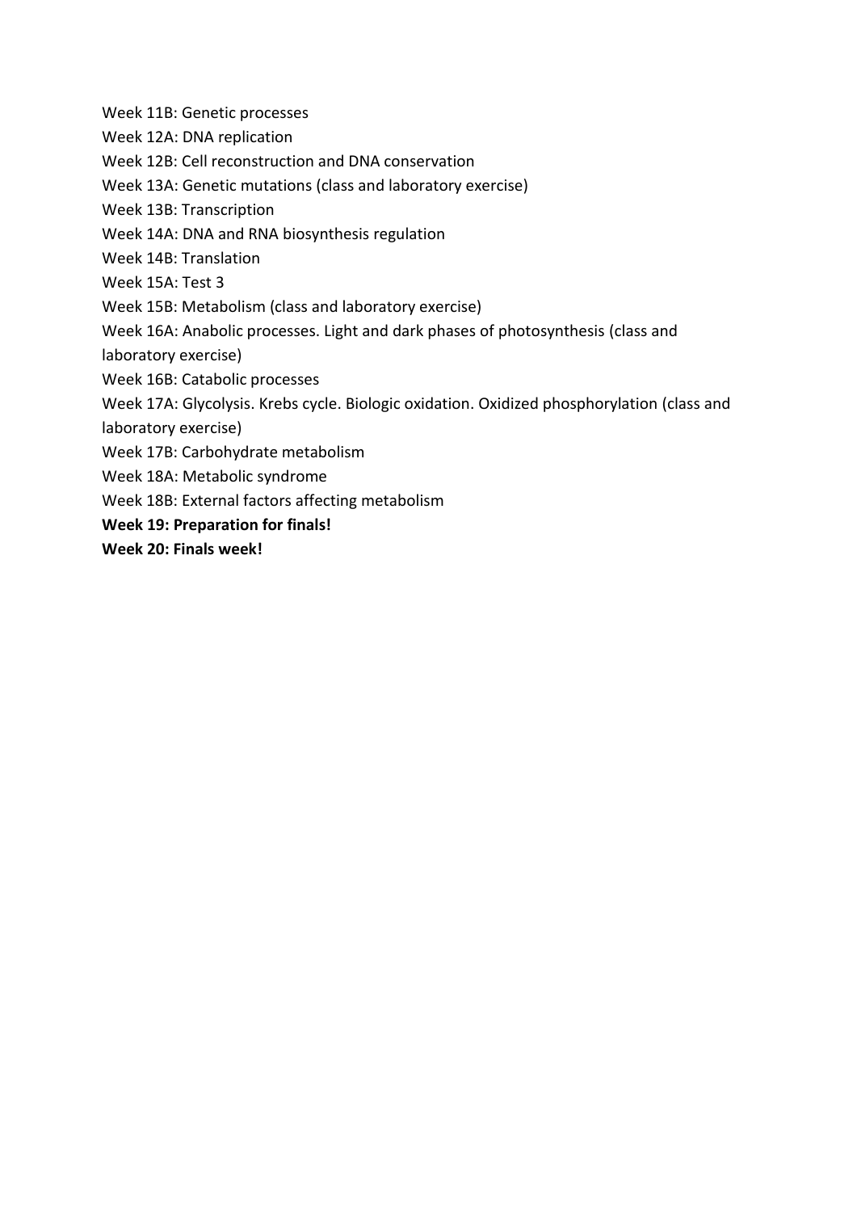Week 11B: Genetic processes

Week 12A: DNA replication

Week 12B: Cell reconstruction and DNA conservation

Week 13A: Genetic mutations (class and laboratory exercise)

Week 13B: Transcription

Week 14A: DNA and RNA biosynthesis regulation

Week 14B: Translation

Week 15A: Test 3

Week 15B: Metabolism (class and laboratory exercise)

Week 16A: Anabolic processes. Light and dark phases of photosynthesis (class and laboratory exercise)

Week 16B: Catabolic processes

Week 17A: Glycolysis. Krebs cycle. Biologic oxidation. Oxidized phosphorylation (class and laboratory exercise)

Week 17B: Carbohydrate metabolism

Week 18A: Metabolic syndrome

Week 18B: External factors affecting metabolism

**Week 19: Preparation for finals!**

**Week 20: Finals week!**